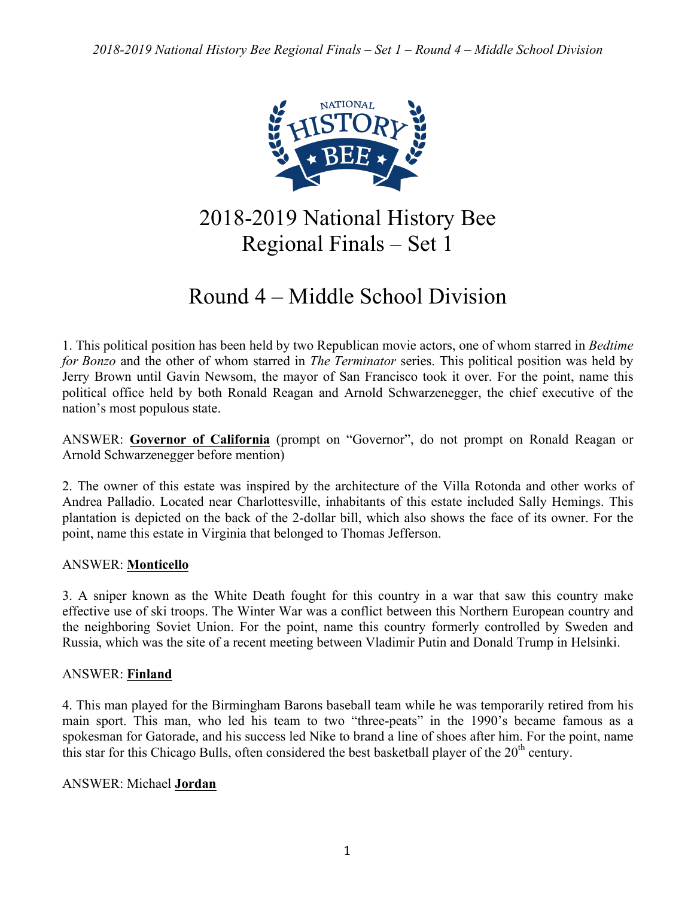# 2018-2019 National History Bee Regional Finals – Set 1

# Round 4 – Middle School Division

1. This political position has been held by two Republican movie actors, one of whom starred in *Bedtime for Bonzo* and the other of whom starred in *The Terminator* series. This political position was held by Jerry Brown until Gavin Newsom, the mayor of San Francisco took it over. For the point, name this political office held by both Ronald Reagan and Arnold Schwarzenegger, the chief executive of the nation's most populous state.

ANSWER: **Governor of California** (prompt on "Governor", do not prompt on Ronald Reagan or Arnold Schwarzenegger before mention)

2. The owner of this estate was inspired by the architecture of the Villa Rotonda and other works of Andrea Palladio. Located near Charlottesville, inhabitants of this estate included Sally Hemings. This plantation is depicted on the back of the 2-dollar bill, which also shows the face of its owner. For the point, name this estate in Virginia that belonged to Thomas Jefferson.

ANSWER: **Monticello**

3. A sniper known as the White Death fought for this country in a war that saw this country make effective use of ski troops. The Winter War was a conflict between this Northern European country and the neighboring Soviet Union. For the point, name this country formerly controlled by Sweden and Russia, which was the site of a recent meeting between Vladimir Putin and Donald Trump in Helsinki.

ANSWER: **Finland**

4. This man played for the Birmingham Barons baseball team while he was temporarily retired from his main sport. This man, who led his team to two "three-peats" in the 1990's became famous as a spokesman for Gatorade, and his success led Nike to brand a line of shoes after him. For the point, name this star for this Chicago Bulls, often considered the best basketball player of the 20th century.

ANSWER: Michael **Jordan**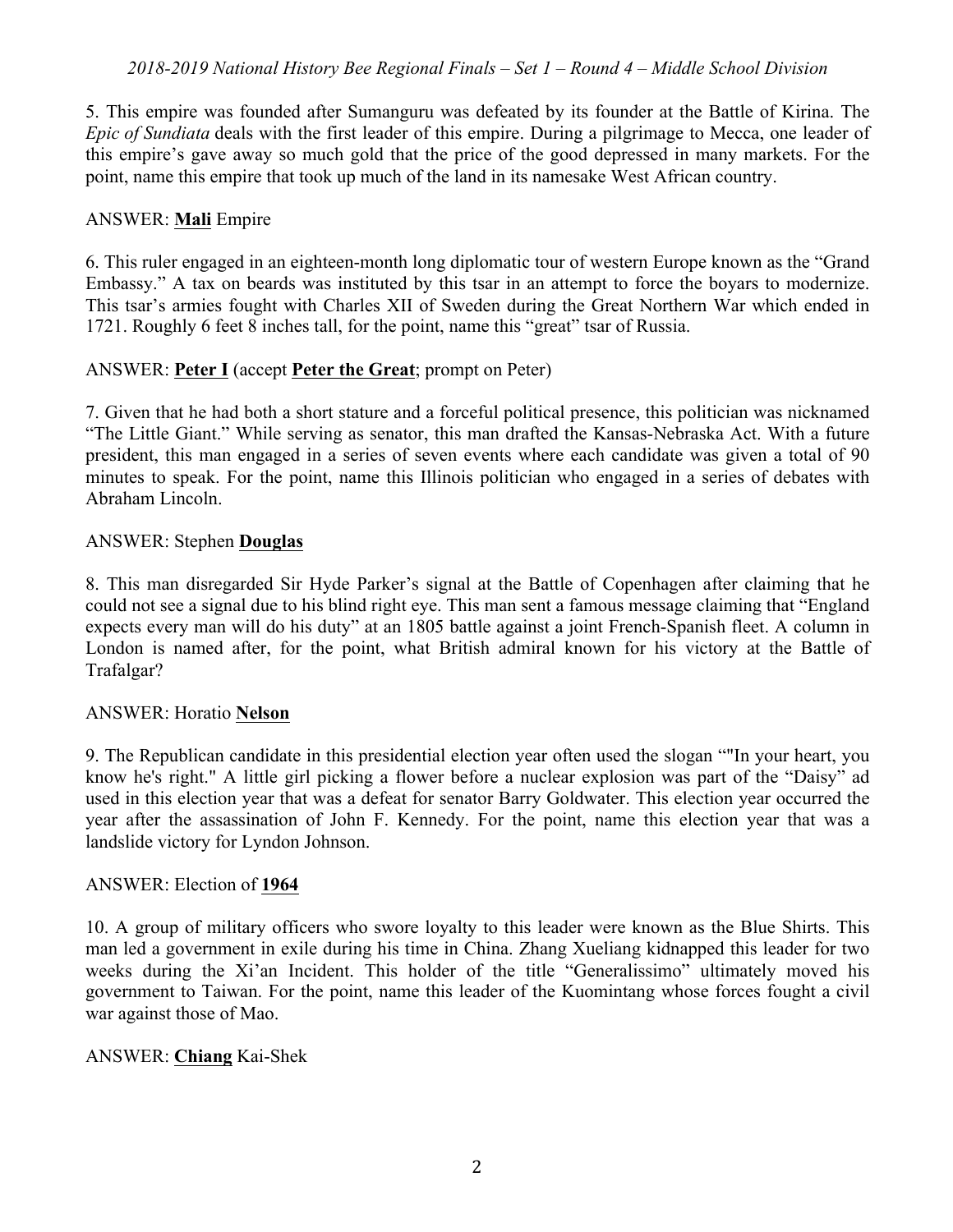5. This empire was founded after Sumanguru was defeated by its founder at the Battle of Kirina. The *Epic of Sundiata* deals with the first leader of this empire. During a pilgrimage to Mecca, one leader of this empire's gave away so much gold that the price of the good depressed in many markets. For the point, name this empire that took up much of the land in its namesake West African country.

ANSWER: **Mali** Empire

6. This ruler engaged in an eighteen-month long diplomatic tour of western Europe known as the "Grand Embassy." A tax on beards was instituted by this tsar in an attempt to force the boyars to modernize. This tsar's armies fought with Charles XII of Sweden during the Great Northern War which ended in 1721. Roughly 6 feet 8 inches tall, for the point, name this "great" tsar of Russia.

ANSWER: **Peter I** (accept **Peter the Great**; prompt on Peter)

7. Given that he had both a short stature and a forceful political presence, this politician was nicknamed "The Little Giant." While serving as senator, this man drafted the Kansas-Nebraska Act. With a future president, this man engaged in a series of seven events where each candidate was given a total of 90 minutes to speak. For the point, name this Illinois politician who engaged in a series of debates with Abraham Lincoln.

ANSWER: Stephen **Douglas**

8. This man disregarded Sir Hyde Parker's signal at the Battle of Copenhagen after claiming that he could not see a signal due to his blind right eye. This man sent a famous message claiming that "England expects every man will do his duty" at an 1805 battle against a joint French-Spanish fleet. A column in London is named after, for the point, what British admiral known for his victory at the Battle of Trafalgar?

ANSWER: Horatio **Nelson**

9. The Republican candidate in this presidential election year often used the slogan ""In your heart, you know he's right." A little girl picking a flower before a nuclear explosion was part of the "Daisy" ad used in this election year that was a defeat for senator Barry Goldwater. This election year occurred the year after the assassination of John F. Kennedy. For the point, name this election year that was a landslide victory for Lyndon Johnson.

ANSWER: Election of **1964**

10. A group of military officers who swore loyalty to this leader were known as the Blue Shirts. This man led a government in exile during his time in China. Zhang Xueliang kidnapped this leader for two weeks during the Xi'an Incident. This holder of the title "Generalissimo" ultimately moved his government to Taiwan. For the point, name this leader of the Kuomintang whose forces fought a civil war against those of Mao.

ANSWER: **Chiang** Kai-Shek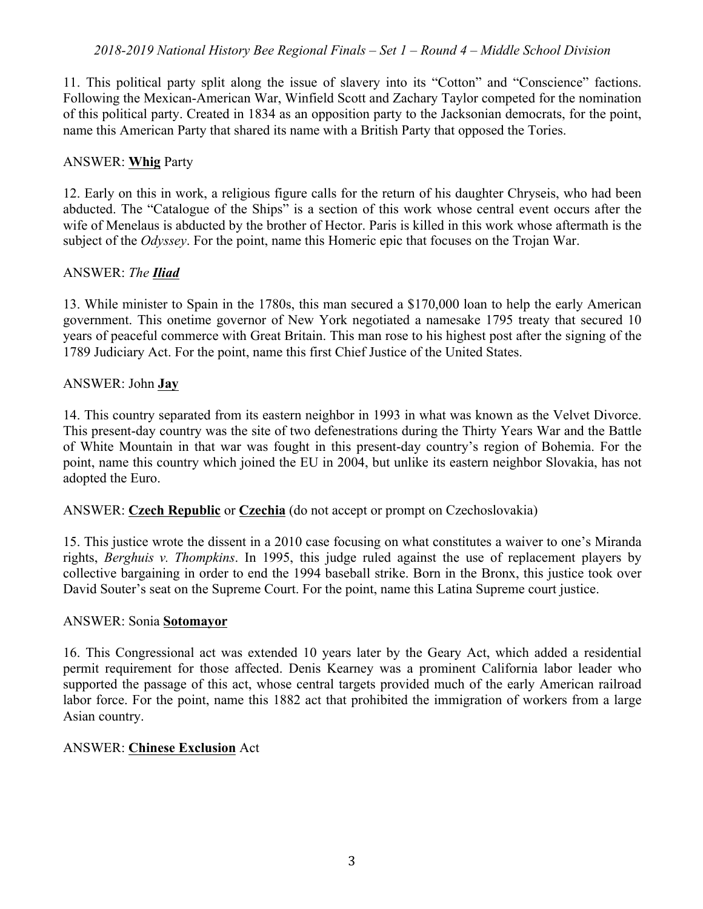11. This political party split along the issue of slavery into its "Cotton" and "Conscience" factions. Following the Mexican-American War, Winfield Scott and Zachary Taylor competed for the nomination of this political party. Created in 1834 as an opposition party to the Jacksonian democrats, for the point, name this American Party that shared its name with a British Party that opposed the Tories.

ANSWER: **Whig** Party

12. Early on this in work, a religious figure calls for the return of his daughter Chryseis, who had been abducted. The "Catalogue of the Ships" is a section of this work whose central event occurs after the wife of Menelaus is abducted by the brother of Hector. Paris is killed in this work whose aftermath is the subject of the *Odyssey*. For the point, name this Homeric epic that focuses on the Trojan War.

ANSWER: *The* ***Iliad***

13. While minister to Spain in the 1780s, this man secured a $170,000 loan to help the early American government. This onetime governor of New York negotiated a namesake 1795 treaty that secured 10 years of peaceful commerce with Great Britain. This man rose to his highest post after the signing of the 1789 Judiciary Act. For the point, name this first Chief Justice of the United States.

ANSWER: John **Jay**

14. This country separated from its eastern neighbor in 1993 in what was known as the Velvet Divorce. This present-day country was the site of two defenestrations during the Thirty Years War and the Battle of White Mountain in that war was fought in this present-day country's region of Bohemia. For the point, name this country which joined the EU in 2004, but unlike its eastern neighbor Slovakia, has not adopted the Euro.

ANSWER: **Czech Republic** or **Czechia** (do not accept or prompt on Czechoslovakia)

15. This justice wrote the dissent in a 2010 case focusing on what constitutes a waiver to one's Miranda rights, *Berghuis v. Thompkins*. In 1995, this judge ruled against the use of replacement players by collective bargaining in order to end the 1994 baseball strike. Born in the Bronx, this justice took over David Souter's seat on the Supreme Court. For the point, name this Latina Supreme court justice.

ANSWER: Sonia **Sotomayor**

16. This Congressional act was extended 10 years later by the Geary Act, which added a residential permit requirement for those affected. Denis Kearney was a prominent California labor leader who supported the passage of this act, whose central targets provided much of the early American railroad labor force. For the point, name this 1882 act that prohibited the immigration of workers from a large Asian country.

ANSWER: **Chinese Exclusion** Act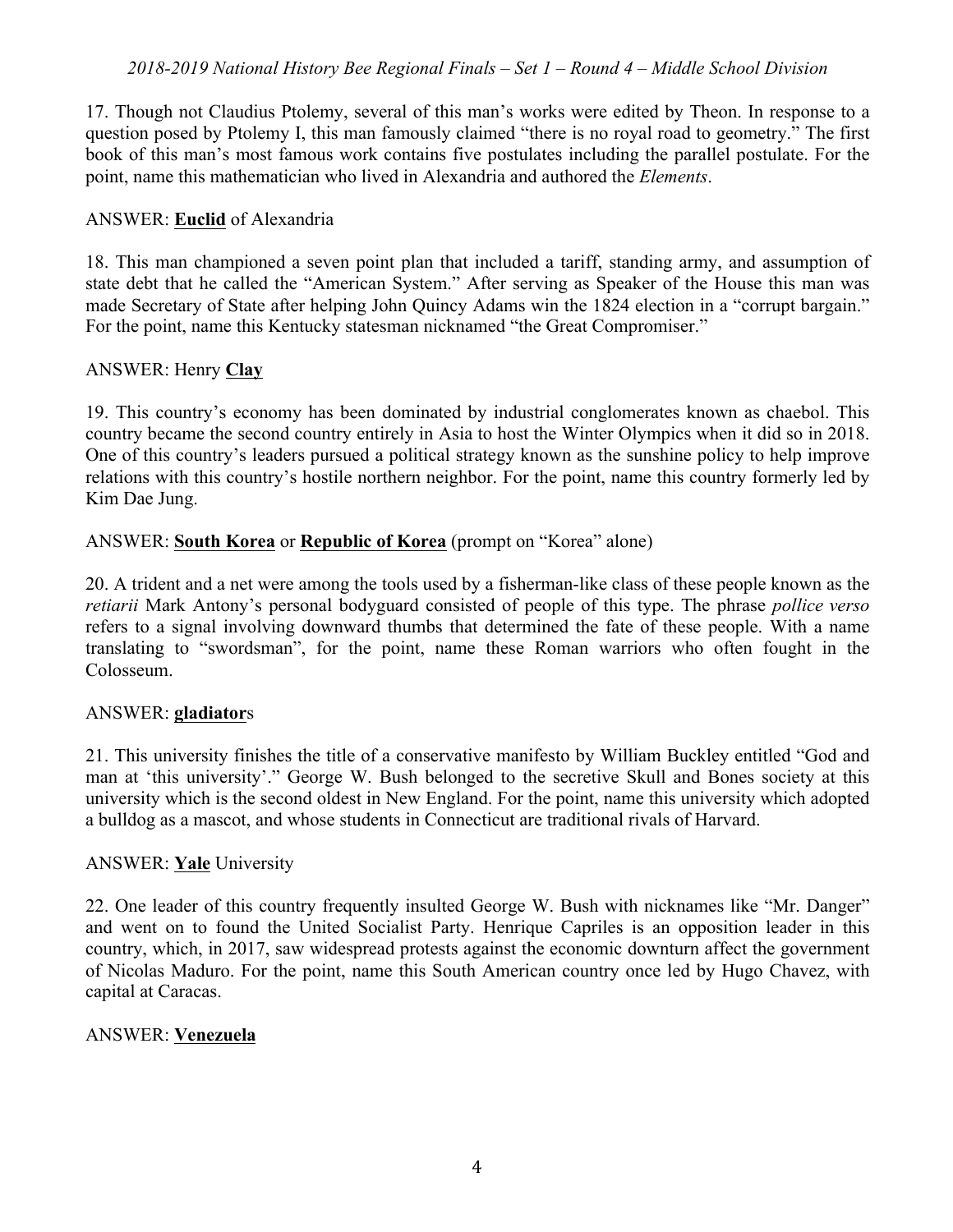17. Though not Claudius Ptolemy, several of this man's works were edited by Theon. In response to a question posed by Ptolemy I, this man famously claimed "there is no royal road to geometry." The first book of this man's most famous work contains five postulates including the parallel postulate. For the point, name this mathematician who lived in Alexandria and authored the *Elements*.

ANSWER: **Euclid** of Alexandria

18. This man championed a seven point plan that included a tariff, standing army, and assumption of state debt that he called the "American System." After serving as Speaker of the House this man was made Secretary of State after helping John Quincy Adams win the 1824 election in a "corrupt bargain." For the point, name this Kentucky statesman nicknamed "the Great Compromiser."

ANSWER: Henry **Clay**

19. This country's economy has been dominated by industrial conglomerates known as chaebol. This country became the second country entirely in Asia to host the Winter Olympics when it did so in 2018. One of this country's leaders pursued a political strategy known as the sunshine policy to help improve relations with this country's hostile northern neighbor. For the point, name this country formerly led by Kim Dae Jung.

ANSWER: **South Korea** or **Republic of Korea** (prompt on "Korea" alone)

20. A trident and a net were among the tools used by a fisherman-like class of these people known as the *retiarii* Mark Antony's personal bodyguard consisted of people of this type. The phrase *pollice verso* refers to a signal involving downward thumbs that determined the fate of these people. With a name translating to "swordsman", for the point, name these Roman warriors who often fought in the Colosseum.

ANSWER: **gladiator**s

21. This university finishes the title of a conservative manifesto by William Buckley entitled "God and man at 'this university'." George W. Bush belonged to the secretive Skull and Bones society at this university which is the second oldest in New England. For the point, name this university which adopted a bulldog as a mascot, and whose students in Connecticut are traditional rivals of Harvard.

ANSWER: **Yale** University

22. One leader of this country frequently insulted George W. Bush with nicknames like "Mr. Danger" and went on to found the United Socialist Party. Henrique Capriles is an opposition leader in this country, which, in 2017, saw widespread protests against the economic downturn affect the government of Nicolas Maduro. For the point, name this South American country once led by Hugo Chavez, with capital at Caracas.

ANSWER: **Venezuela**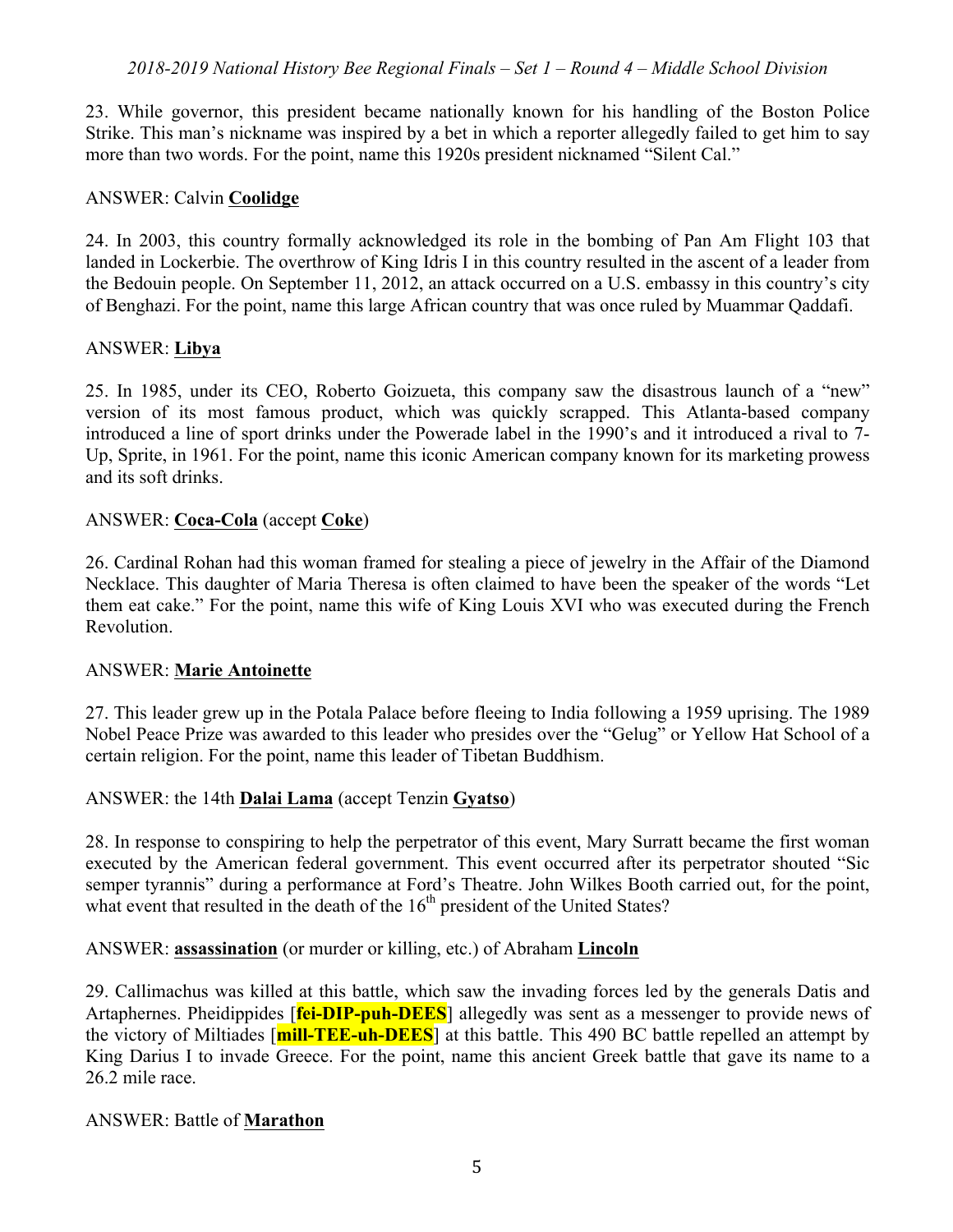23. While governor, this president became nationally known for his handling of the Boston Police Strike. This man's nickname was inspired by a bet in which a reporter allegedly failed to get him to say more than two words. For the point, name this 1920s president nicknamed "Silent Cal."

ANSWER: Calvin **Coolidge**

24. In 2003, this country formally acknowledged its role in the bombing of Pan Am Flight 103 that landed in Lockerbie. The overthrow of King Idris I in this country resulted in the ascent of a leader from the Bedouin people. On September 11, 2012, an attack occurred on a U.S. embassy in this country's city of Benghazi. For the point, name this large African country that was once ruled by Muammar Qaddafi.

ANSWER: **Libya**

25. In 1985, under its CEO, Roberto Goizueta, this company saw the disastrous launch of a "new" version of its most famous product, which was quickly scrapped. This Atlanta-based company introduced a line of sport drinks under the Powerade label in the 1990's and it introduced a rival to 7-Up, Sprite, in 1961. For the point, name this iconic American company known for its marketing prowess and its soft drinks.

ANSWER: **Coca-Cola** (accept **Coke**)

26. Cardinal Rohan had this woman framed for stealing a piece of jewelry in the Affair of the Diamond Necklace. This daughter of Maria Theresa is often claimed to have been the speaker of the words "Let them eat cake." For the point, name this wife of King Louis XVI who was executed during the French Revolution.

ANSWER: **Marie Antoinette**

27. This leader grew up in the Potala Palace before fleeing to India following a 1959 uprising. The 1989 Nobel Peace Prize was awarded to this leader who presides over the "Gelug" or Yellow Hat School of a certain religion. For the point, name this leader of Tibetan Buddhism.

ANSWER: the 14th **Dalai Lama** (accept Tenzin **Gyatso**)

28. In response to conspiring to help the perpetrator of this event, Mary Surratt became the first woman executed by the American federal government. This event occurred after its perpetrator shouted "Sic semper tyrannis" during a performance at Ford's Theatre. John Wilkes Booth carried out, for the point, what event that resulted in the death of the 16th president of the United States?

ANSWER: **assassination** (or murder or killing, etc.) of Abraham **Lincoln**

29. Callimachus was killed at this battle, which saw the invading forces led by the generals Datis and Artaphernes. Pheidippides [**fei-DIP-puh-DEES**] allegedly was sent as a messenger to provide news of the victory of Miltiades [**mill-TEE-uh-DEES**] at this battle. This 490 BC battle repelled an attempt by King Darius I to invade Greece. For the point, name this ancient Greek battle that gave its name to a 26.2 mile race.

ANSWER: Battle of **Marathon**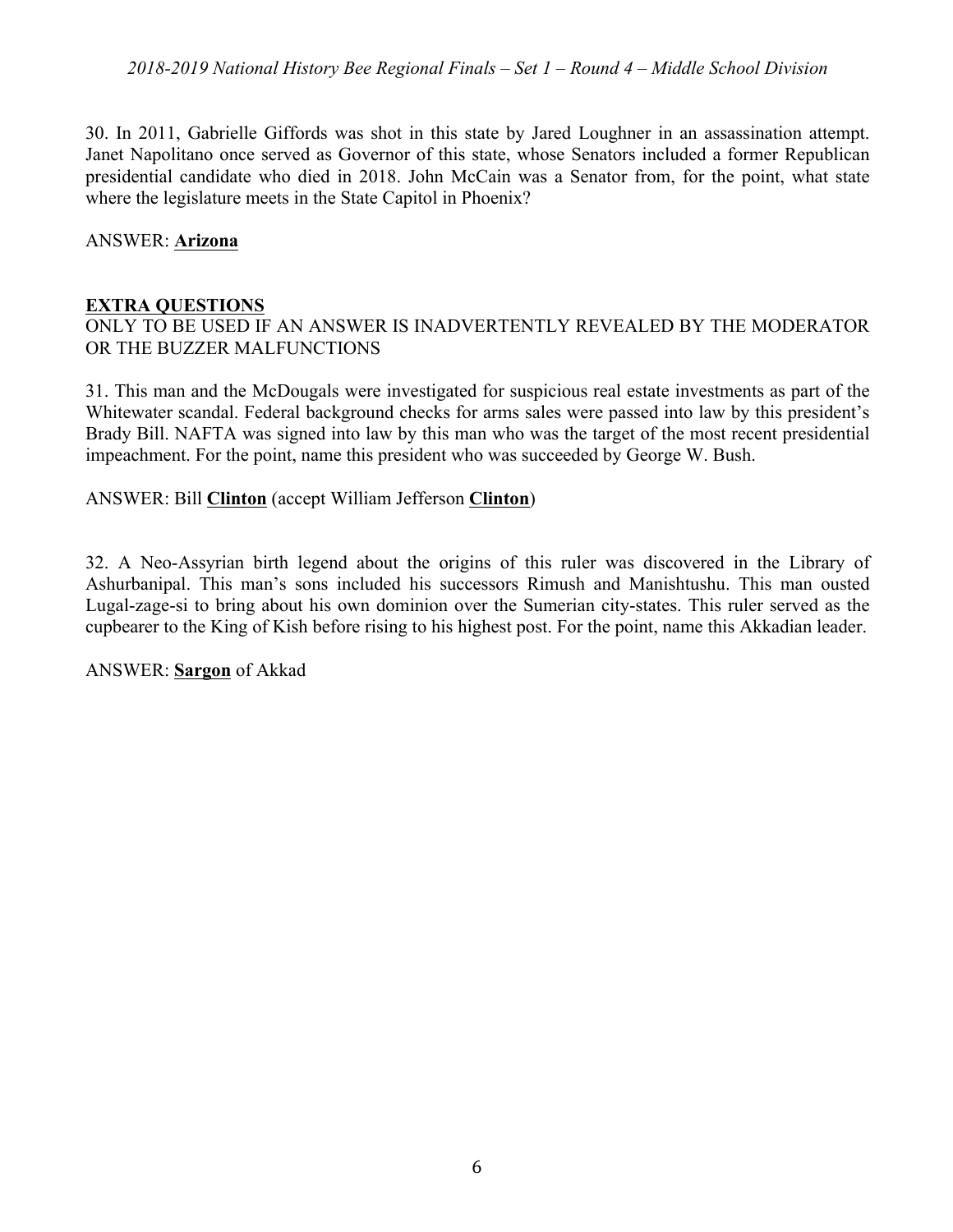30. In 2011, Gabrielle Giffords was shot in this state by Jared Loughner in an assassination attempt. Janet Napolitano once served as Governor of this state, whose Senators included a former Republican presidential candidate who died in 2018. John McCain was a Senator from, for the point, what state where the legislature meets in the State Capitol in Phoenix?

ANSWER: **Arizona**

**EXTRA QUESTIONS**

ONLY TO BE USED IF AN ANSWER IS INADVERTENTLY REVEALED BY THE MODERATOR OR THE BUZZER MALFUNCTIONS

31. This man and the McDougals were investigated for suspicious real estate investments as part of the Whitewater scandal. Federal background checks for arms sales were passed into law by this president's Brady Bill. NAFTA was signed into law by this man who was the target of the most recent presidential impeachment. For the point, name this president who was succeeded by George W. Bush.

ANSWER: Bill **Clinton** (accept William Jefferson **Clinton**)

32. A Neo-Assyrian birth legend about the origins of this ruler was discovered in the Library of Ashurbanipal. This man's sons included his successors Rimush and Manishtushu. This man ousted Lugal-zage-si to bring about his own dominion over the Sumerian city-states. This ruler served as the cupbearer to the King of Kish before rising to his highest post. For the point, name this Akkadian leader.

ANSWER: **Sargon** of Akkad